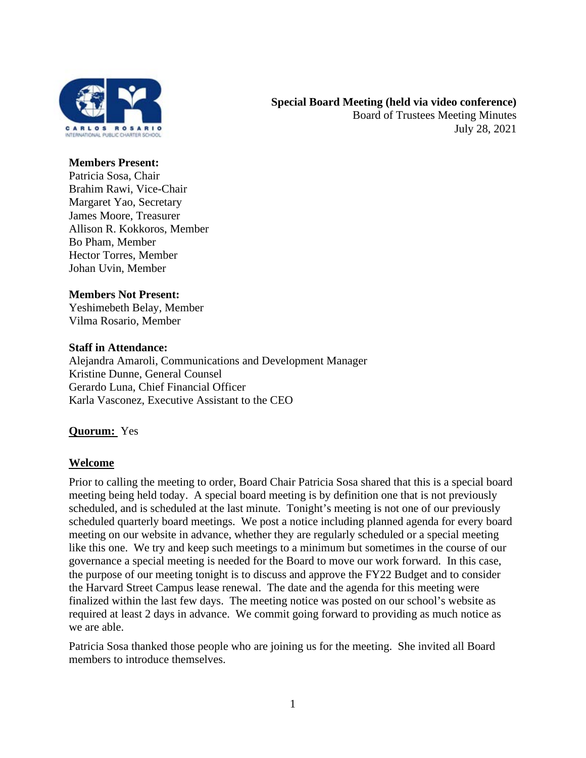**Special Board Meeting (held via video conference)**
Board of Trustees Meeting Minutes
July 28, 2021

**Members Present:**
Patricia Sosa, Chair
Brahim Rawi, Vice-Chair
Margaret Yao, Secretary
James Moore, Treasurer
Allison R. Kokkoros, Member
Bo Pham, Member
Hector Torres, Member
Johan Uvin, Member

**Members Not Present:**
Yeshimebeth Belay, Member
Vilma Rosario, Member

**Staff in Attendance:**
Alejandra Amaroli, Communications and Development Manager
Kristine Dunne, General Counsel
Gerardo Luna, Chief Financial Officer
Karla Vasconez, Executive Assistant to the CEO

**Quorum:** Yes

**Welcome**

Prior to calling the meeting to order, Board Chair Patricia Sosa shared that this is a special board meeting being held today. A special board meeting is by definition one that is not previously scheduled, and is scheduled at the last minute. Tonight's meeting is not one of our previously scheduled quarterly board meetings. We post a notice including planned agenda for every board meeting on our website in advance, whether they are regularly scheduled or a special meeting like this one. We try and keep such meetings to a minimum but sometimes in the course of our governance a special meeting is needed for the Board to move our work forward. In this case, the purpose of our meeting tonight is to discuss and approve the FY22 Budget and to consider the Harvard Street Campus lease renewal. The date and the agenda for this meeting were finalized within the last few days. The meeting notice was posted on our school's website as required at least 2 days in advance. We commit going forward to providing as much notice as we are able.

Patricia Sosa thanked those people who are joining us for the meeting. She invited all Board members to introduce themselves.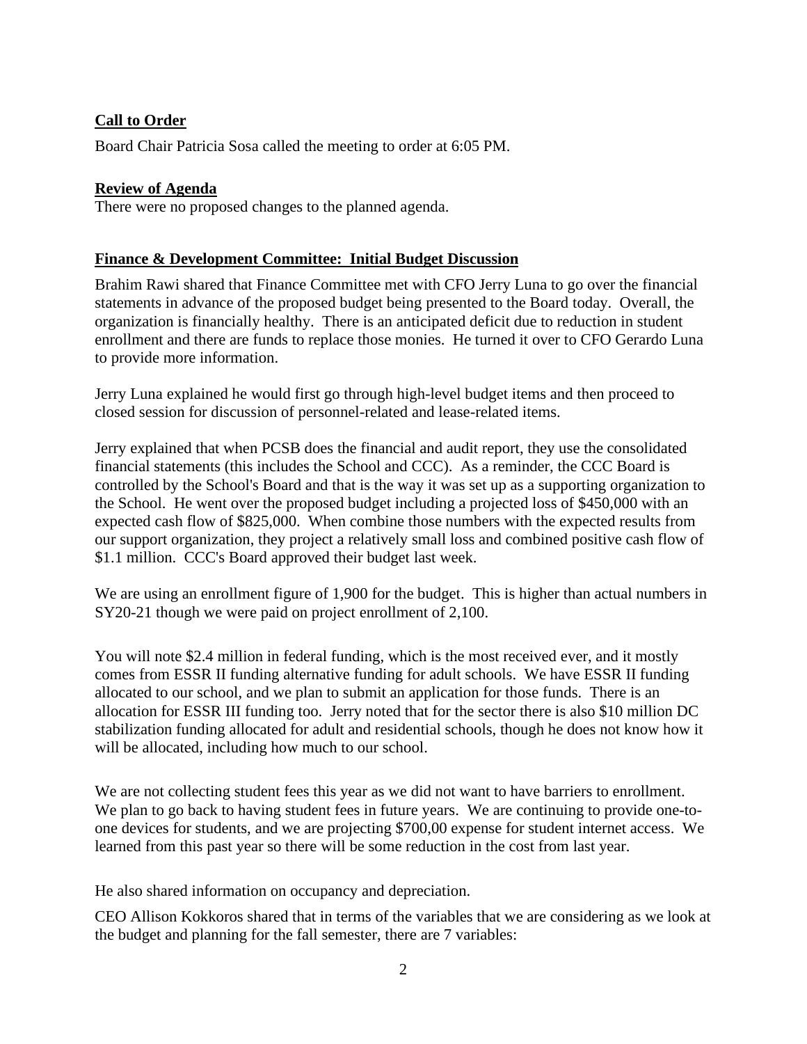**Call to Order**

Board Chair Patricia Sosa called the meeting to order at 6:05 PM.

**Review of Agenda**

There were no proposed changes to the planned agenda.

**Finance & Development Committee: Initial Budget Discussion**

Brahim Rawi shared that Finance Committee met with CFO Jerry Luna to go over the financial statements in advance of the proposed budget being presented to the Board today. Overall, the organization is financially healthy. There is an anticipated deficit due to reduction in student enrollment and there are funds to replace those monies. He turned it over to CFO Gerardo Luna to provide more information.

Jerry Luna explained he would first go through high-level budget items and then proceed to closed session for discussion of personnel-related and lease-related items.

Jerry explained that when PCSB does the financial and audit report, they use the consolidated financial statements (this includes the School and CCC). As a reminder, the CCC Board is controlled by the School's Board and that is the way it was set up as a supporting organization to the School. He went over the proposed budget including a projected loss of $450,000 with an expected cash flow of $825,000. When combine those numbers with the expected results from our support organization, they project a relatively small loss and combined positive cash flow of $1.1 million. CCC's Board approved their budget last week.

We are using an enrollment figure of 1,900 for the budget. This is higher than actual numbers in SY20-21 though we were paid on project enrollment of 2,100.

You will note $2.4 million in federal funding, which is the most received ever, and it mostly comes from ESSR II funding alternative funding for adult schools. We have ESSR II funding allocated to our school, and we plan to submit an application for those funds. There is an allocation for ESSR III funding too. Jerry noted that for the sector there is also $10 million DC stabilization funding allocated for adult and residential schools, though he does not know how it will be allocated, including how much to our school.

We are not collecting student fees this year as we did not want to have barriers to enrollment. We plan to go back to having student fees in future years. We are continuing to provide one-to-one devices for students, and we are projecting $700,00 expense for student internet access. We learned from this past year so there will be some reduction in the cost from last year.

He also shared information on occupancy and depreciation.

CEO Allison Kokkoros shared that in terms of the variables that we are considering as we look at the budget and planning for the fall semester, there are 7 variables: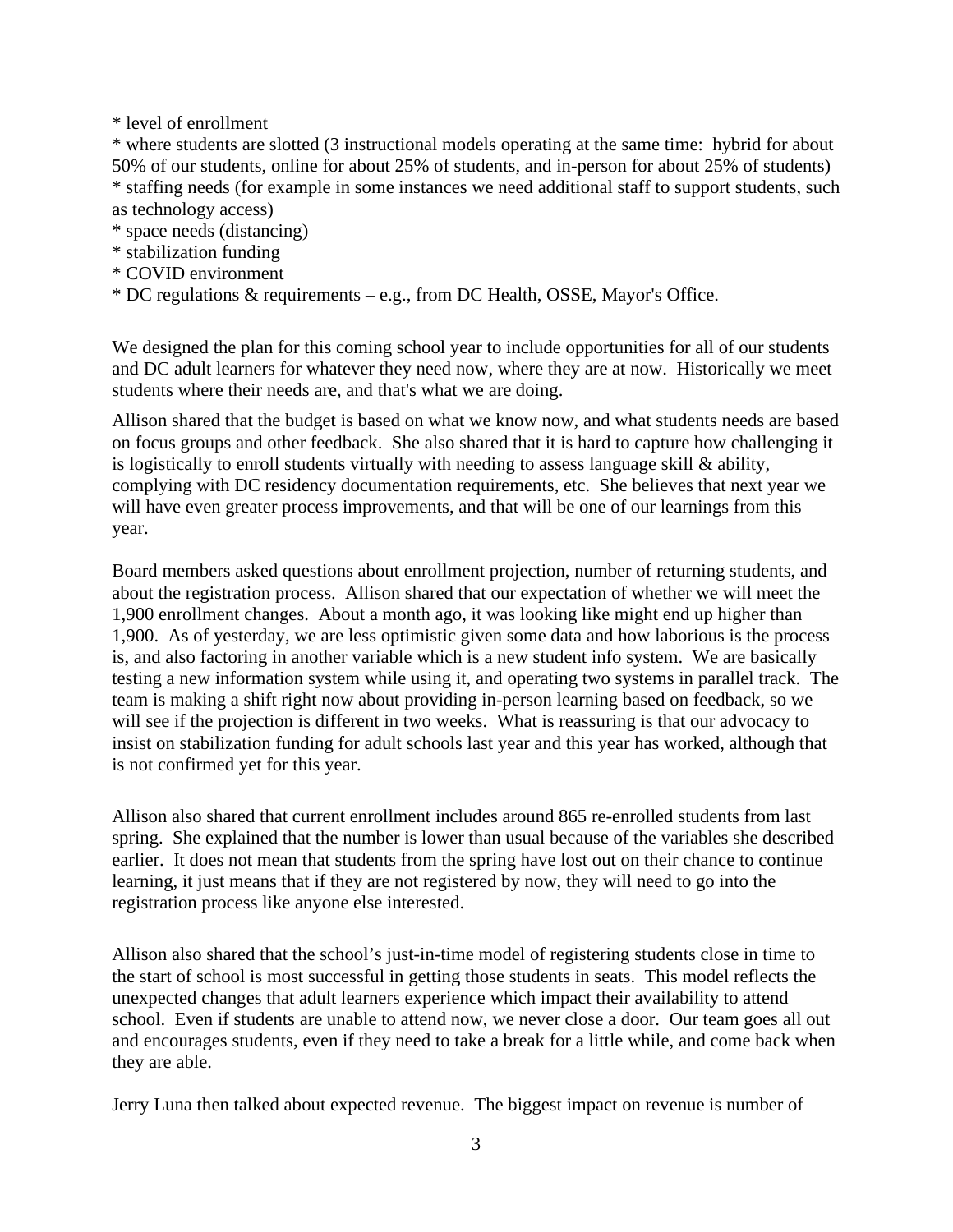* level of enrollment
* where students are slotted (3 instructional models operating at the same time: hybrid for about 50% of our students, online for about 25% of students, and in-person for about 25% of students)
* staffing needs (for example in some instances we need additional staff to support students, such as technology access)
* space needs (distancing)
* stabilization funding
* COVID environment
* DC regulations & requirements – e.g., from DC Health, OSSE, Mayor's Office.

We designed the plan for this coming school year to include opportunities for all of our students and DC adult learners for whatever they need now, where they are at now. Historically we meet students where their needs are, and that's what we are doing.

Allison shared that the budget is based on what we know now, and what students needs are based on focus groups and other feedback. She also shared that it is hard to capture how challenging it is logistically to enroll students virtually with needing to assess language skill & ability, complying with DC residency documentation requirements, etc. She believes that next year we will have even greater process improvements, and that will be one of our learnings from this year.

Board members asked questions about enrollment projection, number of returning students, and about the registration process. Allison shared that our expectation of whether we will meet the 1,900 enrollment changes. About a month ago, it was looking like might end up higher than 1,900. As of yesterday, we are less optimistic given some data and how laborious is the process is, and also factoring in another variable which is a new student info system. We are basically testing a new information system while using it, and operating two systems in parallel track. The team is making a shift right now about providing in-person learning based on feedback, so we will see if the projection is different in two weeks. What is reassuring is that our advocacy to insist on stabilization funding for adult schools last year and this year has worked, although that is not confirmed yet for this year.

Allison also shared that current enrollment includes around 865 re-enrolled students from last spring. She explained that the number is lower than usual because of the variables she described earlier. It does not mean that students from the spring have lost out on their chance to continue learning, it just means that if they are not registered by now, they will need to go into the registration process like anyone else interested.

Allison also shared that the school's just-in-time model of registering students close in time to the start of school is most successful in getting those students in seats. This model reflects the unexpected changes that adult learners experience which impact their availability to attend school. Even if students are unable to attend now, we never close a door. Our team goes all out and encourages students, even if they need to take a break for a little while, and come back when they are able.

Jerry Luna then talked about expected revenue. The biggest impact on revenue is number of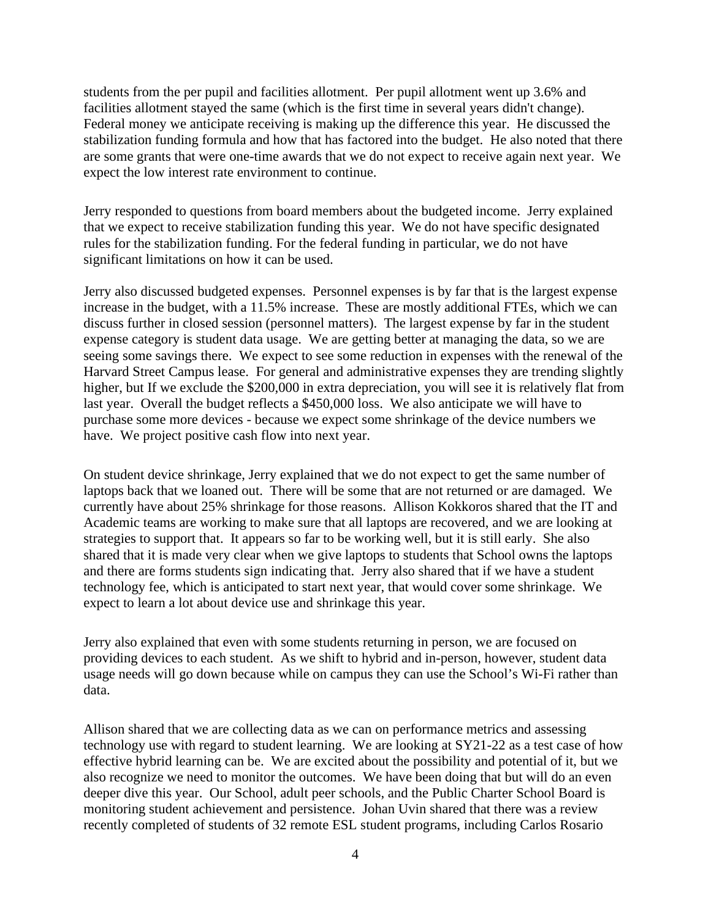students from the per pupil and facilities allotment. Per pupil allotment went up 3.6% and facilities allotment stayed the same (which is the first time in several years didn't change). Federal money we anticipate receiving is making up the difference this year. He discussed the stabilization funding formula and how that has factored into the budget. He also noted that there are some grants that were one-time awards that we do not expect to receive again next year. We expect the low interest rate environment to continue.

Jerry responded to questions from board members about the budgeted income. Jerry explained that we expect to receive stabilization funding this year. We do not have specific designated rules for the stabilization funding. For the federal funding in particular, we do not have significant limitations on how it can be used.

Jerry also discussed budgeted expenses. Personnel expenses is by far that is the largest expense increase in the budget, with a 11.5% increase. These are mostly additional FTEs, which we can discuss further in closed session (personnel matters). The largest expense by far in the student expense category is student data usage. We are getting better at managing the data, so we are seeing some savings there. We expect to see some reduction in expenses with the renewal of the Harvard Street Campus lease. For general and administrative expenses they are trending slightly higher, but If we exclude the $200,000 in extra depreciation, you will see it is relatively flat from last year. Overall the budget reflects a $450,000 loss. We also anticipate we will have to purchase some more devices - because we expect some shrinkage of the device numbers we have. We project positive cash flow into next year.

On student device shrinkage, Jerry explained that we do not expect to get the same number of laptops back that we loaned out. There will be some that are not returned or are damaged. We currently have about 25% shrinkage for those reasons. Allison Kokkoros shared that the IT and Academic teams are working to make sure that all laptops are recovered, and we are looking at strategies to support that. It appears so far to be working well, but it is still early. She also shared that it is made very clear when we give laptops to students that School owns the laptops and there are forms students sign indicating that. Jerry also shared that if we have a student technology fee, which is anticipated to start next year, that would cover some shrinkage. We expect to learn a lot about device use and shrinkage this year.

Jerry also explained that even with some students returning in person, we are focused on providing devices to each student. As we shift to hybrid and in-person, however, student data usage needs will go down because while on campus they can use the School's Wi-Fi rather than data.

Allison shared that we are collecting data as we can on performance metrics and assessing technology use with regard to student learning. We are looking at SY21-22 as a test case of how effective hybrid learning can be. We are excited about the possibility and potential of it, but we also recognize we need to monitor the outcomes. We have been doing that but will do an even deeper dive this year. Our School, adult peer schools, and the Public Charter School Board is monitoring student achievement and persistence. Johan Uvin shared that there was a review recently completed of students of 32 remote ESL student programs, including Carlos Rosario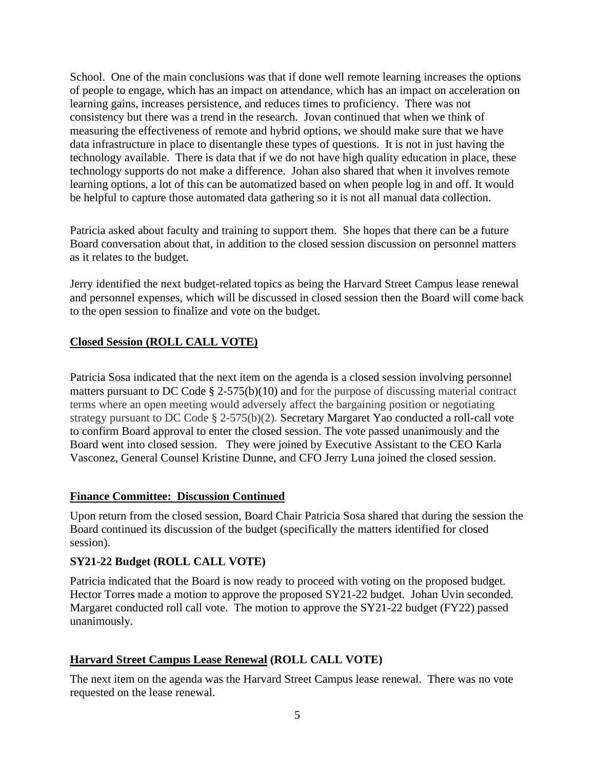School. One of the main conclusions was that if done well remote learning increases the options of people to engage, which has an impact on attendance, which has an impact on acceleration on learning gains, increases persistence, and reduces times to proficiency. There was not consistency but there was a trend in the research. Jovan continued that when we think of measuring the effectiveness of remote and hybrid options, we should make sure that we have data infrastructure in place to disentangle these types of questions. It is not in just having the technology available. There is data that if we do not have high quality education in place, these technology supports do not make a difference. Johan also shared that when it involves remote learning options, a lot of this can be automatized based on when people log in and off. It would be helpful to capture those automated data gathering so it is not all manual data collection.

Patricia asked about faculty and training to support them. She hopes that there can be a future Board conversation about that, in addition to the closed session discussion on personnel matters as it relates to the budget.

Jerry identified the next budget-related topics as being the Harvard Street Campus lease renewal and personnel expenses, which will be discussed in closed session then the Board will come back to the open session to finalize and vote on the budget.

**Closed Session (ROLL CALL VOTE)**

Patricia Sosa indicated that the next item on the agenda is a closed session involving personnel matters pursuant to DC Code § 2-575(b)(10) and for the purpose of discussing material contract terms where an open meeting would adversely affect the bargaining position or negotiating strategy pursuant to DC Code § 2-575(b)(2). Secretary Margaret Yao conducted a roll-call vote to confirm Board approval to enter the closed session. The vote passed unanimously and the Board went into closed session. They were joined by Executive Assistant to the CEO Karla Vasconez, General Counsel Kristine Dunne, and CFO Jerry Luna joined the closed session.

**Finance Committee: Discussion Continued**

Upon return from the closed session, Board Chair Patricia Sosa shared that during the session the Board continued its discussion of the budget (specifically the matters identified for closed session).

**SY21-22 Budget (ROLL CALL VOTE)**

Patricia indicated that the Board is now ready to proceed with voting on the proposed budget. Hector Torres made a motion to approve the proposed SY21-22 budget. Johan Uvin seconded. Margaret conducted roll call vote. The motion to approve the SY21-22 budget (FY22) passed unanimously.

**Harvard Street Campus Lease Renewal (ROLL CALL VOTE)**

The next item on the agenda was the Harvard Street Campus lease renewal. There was no vote requested on the lease renewal.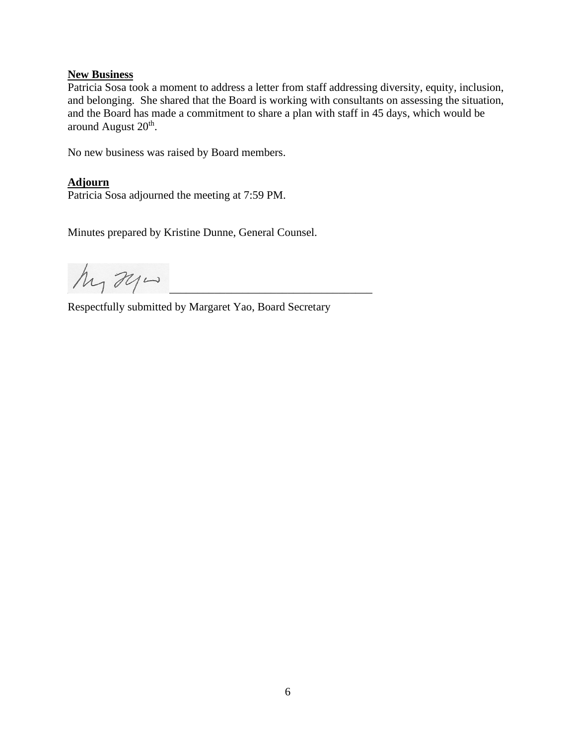**New Business**

Patricia Sosa took a moment to address a letter from staff addressing diversity, equity, inclusion, and belonging. She shared that the Board is working with consultants on assessing the situation, and the Board has made a commitment to share a plan with staff in 45 days, which would be around August 20th.

No new business was raised by Board members.

**Adjourn**

Patricia Sosa adjourned the meeting at 7:59 PM.

Minutes prepared by Kristine Dunne, General Counsel.

\_\_\_\_\_\_\_\_\_\_\_\_\_\_\_\_\_\_\_\_\_\_\_\_\_\_\_\_\_\_\_\_\_\_\_\_\_\_\_\_\_\_\_\_\_\_\_\_\_\_\_\_\_\_

Respectfully submitted by Margaret Yao, Board Secretary